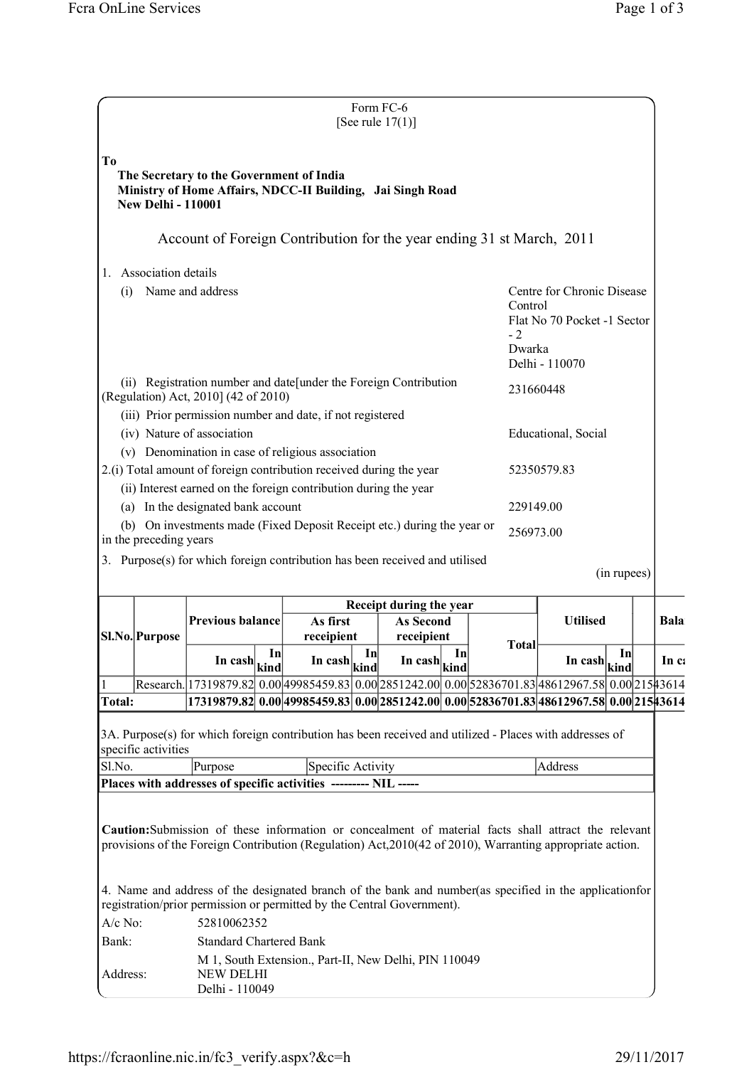Form FC-6
[See rule 17(1)]

**To**

**The Secretary to the Government of India**
**Ministry of Home Affairs, NDCC-II Building, Jai Singh Road**
**New Delhi - 110001**

## Account of Foreign Contribution for the year ending 31 st March, 2011

1. Association details

| | |
|---|---|
| (i) Name and address | Centre for Chronic Disease Control<br>Flat No 70 Pocket -1 Sector - 2<br>Dwarka<br>Delhi - 110070 |
| (ii) Registration number and date[under the Foreign Contribution (Regulation) Act, 2010] (42 of 2010) | 231660448 |
| (iii) Prior permission number and date, if not registered | |
| (iv) Nature of association | Educational, Social |
| (v) Denomination in case of religious association | |
| 2.(i) Total amount of foreign contribution received during the year | 52350579.83 |
| (ii) Interest earned on the foreign contribution during the year | |
| (a) In the designated bank account | 229149.00 |
| (b) On investments made (Fixed Deposit Receipt etc.) during the year or in the preceding years | 256973.00 |

3. Purpose(s) for which foreign contribution has been received and utilised

(in rupees)

| Sl.No. | Purpose | Previous balance | | Receipt during the year | | | | | Utilised | | Bala |
|---|---|---|---|---|---|---|---|---|---|---|---|
| | | | | As first receipient | | As Second receipient | | Total | | | |
| | | In cash | In kind | In cash | In kind | In cash | In kind | | In cash | In kind | In c |
| 1 | Research. | 17319879.82 | 0.00 | 49985459.83 | 0.00 | 2851242.00 | 0.00 | 52836701.83 | 48612967.58 | 0.00 | 21543614 |
| **Total:** | | **17319879.82** | **0.00** | **49985459.83** | **0.00** | **2851242.00** | **0.00** | **52836701.83** | **48612967.58** | **0.00** | **21543614** |

3A. Purpose(s) for which foreign contribution has been received and utilized - Places with addresses of specific activities

| Sl.No. | Purpose | Specific Activity | Address |
|---|---|---|---|
| **Places with addresses of specific activities --------- NIL -----** | | | |

**Caution:** Submission of these information or concealment of material facts shall attract the relevant provisions of the Foreign Contribution (Regulation) Act,2010(42 of 2010), Warranting appropriate action.

4. Name and address of the designated branch of the bank and number(as specified in the applicationfor registration/prior permission or permitted by the Central Government).

| | |
|---|---|
| A/c No: | 52810062352 |
| Bank: | Standard Chartered Bank |
| Address: | M 1, South Extension., Part-II, New Delhi, PIN 110049<br>NEW DELHI<br>Delhi - 110049 |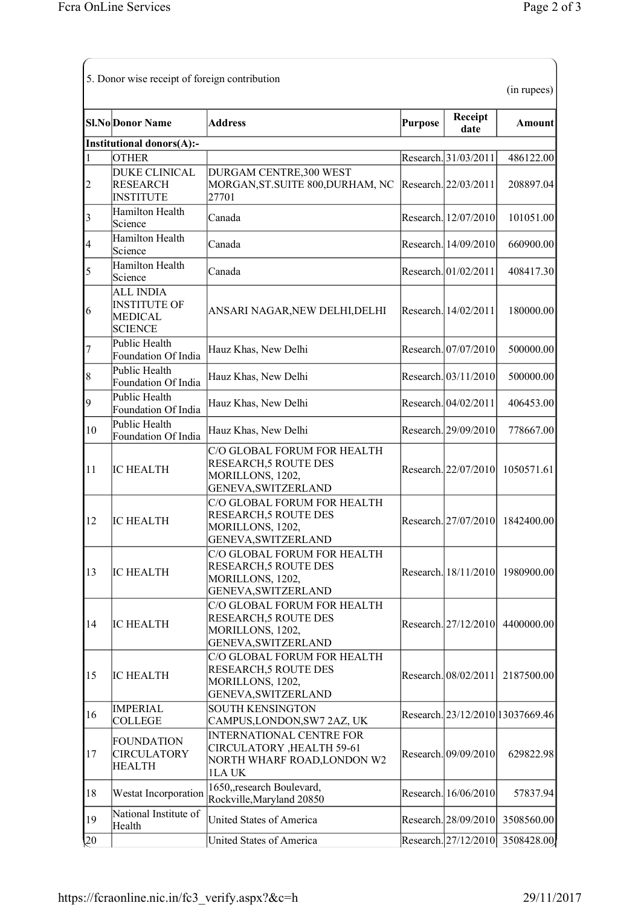5. Donor wise receipt of foreign contribution

(in rupees)

| Sl.No | Donor Name | Address | Purpose | Receipt date | Amount |
|---|---|---|---|---|---|
| **Institutional donors(A):-** | | | | | |
| 1 | OTHER | | Research. | 31/03/2011 | 486122.00 |
| 2 | DUKE CLINICAL RESEARCH INSTITUTE | DURGAM CENTRE,300 WEST MORGAN,ST.SUITE 800,DURHAM, NC 27701 | Research. | 22/03/2011 | 208897.04 |
| 3 | Hamilton Health Science | Canada | Research. | 12/07/2010 | 101051.00 |
| 4 | Hamilton Health Science | Canada | Research. | 14/09/2010 | 660900.00 |
| 5 | Hamilton Health Science | Canada | Research. | 01/02/2011 | 408417.30 |
| 6 | ALL INDIA INSTITUTE OF MEDICAL SCIENCE | ANSARI NAGAR,NEW DELHI,DELHI | Research. | 14/02/2011 | 180000.00 |
| 7 | Public Health Foundation Of India | Hauz Khas, New Delhi | Research. | 07/07/2010 | 500000.00 |
| 8 | Public Health Foundation Of India | Hauz Khas, New Delhi | Research. | 03/11/2010 | 500000.00 |
| 9 | Public Health Foundation Of India | Hauz Khas, New Delhi | Research. | 04/02/2011 | 406453.00 |
| 10 | Public Health Foundation Of India | Hauz Khas, New Delhi | Research. | 29/09/2010 | 778667.00 |
| 11 | IC HEALTH | C/O GLOBAL FORUM FOR HEALTH RESEARCH,5 ROUTE DES MORILLONS, 1202, GENEVA,SWITZERLAND | Research. | 22/07/2010 | 1050571.61 |
| 12 | IC HEALTH | C/O GLOBAL FORUM FOR HEALTH RESEARCH,5 ROUTE DES MORILLONS, 1202, GENEVA,SWITZERLAND | Research. | 27/07/2010 | 1842400.00 |
| 13 | IC HEALTH | C/O GLOBAL FORUM FOR HEALTH RESEARCH,5 ROUTE DES MORILLONS, 1202, GENEVA,SWITZERLAND | Research. | 18/11/2010 | 1980900.00 |
| 14 | IC HEALTH | C/O GLOBAL FORUM FOR HEALTH RESEARCH,5 ROUTE DES MORILLONS, 1202, GENEVA,SWITZERLAND | Research. | 27/12/2010 | 4400000.00 |
| 15 | IC HEALTH | C/O GLOBAL FORUM FOR HEALTH RESEARCH,5 ROUTE DES MORILLONS, 1202, GENEVA,SWITZERLAND | Research. | 08/02/2011 | 2187500.00 |
| 16 | IMPERIAL COLLEGE | SOUTH KENSINGTON CAMPUS,LONDON,SW7 2AZ, UK | Research. | 23/12/2010 | 13037669.46 |
| 17 | FOUNDATION CIRCULATORY HEALTH | INTERNATIONAL CENTRE FOR CIRCULATORY ,HEALTH 59-61 NORTH WHARF ROAD,LONDON W2 1LA UK | Research. | 09/09/2010 | 629822.98 |
| 18 | Westat Incorporation | 1650,,research Boulevard, Rockville,Maryland 20850 | Research. | 16/06/2010 | 57837.94 |
| 19 | National Institute of Health | United States of America | Research. | 28/09/2010 | 3508560.00 |
| 20 | | United States of America | Research. | 27/12/2010 | 3508428.00 |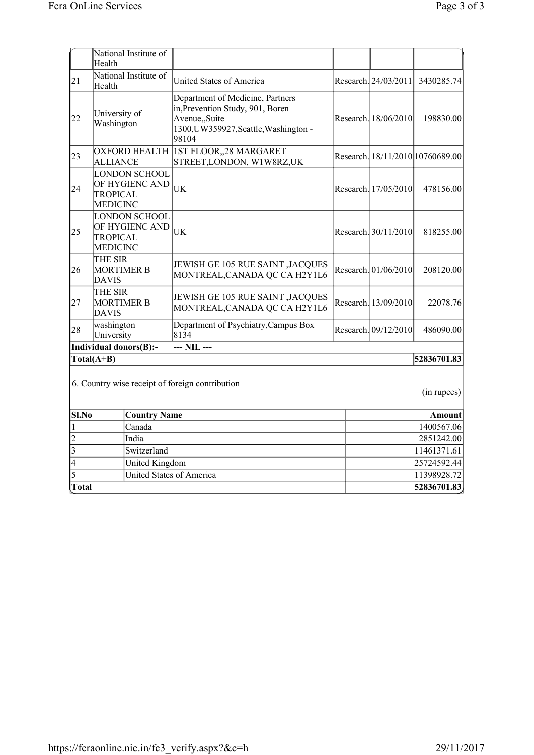| | | | | | |
|---|---|---|---|---|---|
| | National Institute of Health | | | | |
| 21 | National Institute of Health | United States of America | Research. | 24/03/2011 | 3430285.74 |
| 22 | University of Washington | Department of Medicine, Partners in,Prevention Study, 901, Boren Avenue,,Suite 1300,UW359927,Seattle,Washington - 98104 | Research. | 18/06/2010 | 198830.00 |
| 23 | OXFORD HEALTH ALLIANCE | 1ST FLOOR,,28 MARGARET STREET,LONDON, W1W8RZ,UK | Research. | 18/11/2010 | 10760689.00 |
| 24 | LONDON SCHOOL OF HYGIENC AND TROPICAL MEDICINC | UK | Research. | 17/05/2010 | 478156.00 |
| 25 | LONDON SCHOOL OF HYGIENC AND TROPICAL MEDICINC | UK | Research. | 30/11/2010 | 818255.00 |
| 26 | THE SIR MORTIMER B DAVIS | JEWISH GE 105 RUE SAINT ,JACQUES MONTREAL,CANADA QC CA H2Y1L6 | Research. | 01/06/2010 | 208120.00 |
| 27 | THE SIR MORTIMER B DAVIS | JEWISH GE 105 RUE SAINT ,JACQUES MONTREAL,CANADA QC CA H2Y1L6 | Research. | 13/09/2010 | 22078.76 |
| 28 | washington University | Department of Psychiatry,Campus Box 8134 | Research. | 09/12/2010 | 486090.00 |
| **Individual donors(B):-** | | --- NIL --- | | | |
| **Total(A+B)** | | | | | **52836701.83** |

6. Country wise receipt of foreign contribution

(in rupees)

| Sl.No | Country Name | Amount |
|---|---|---|
| 1 | Canada | 1400567.06 |
| 2 | India | 2851242.00 |
| 3 | Switzerland | 11461371.61 |
| 4 | United Kingdom | 25724592.44 |
| 5 | United States of America | 11398928.72 |
| **Total** | | **52836701.83** |